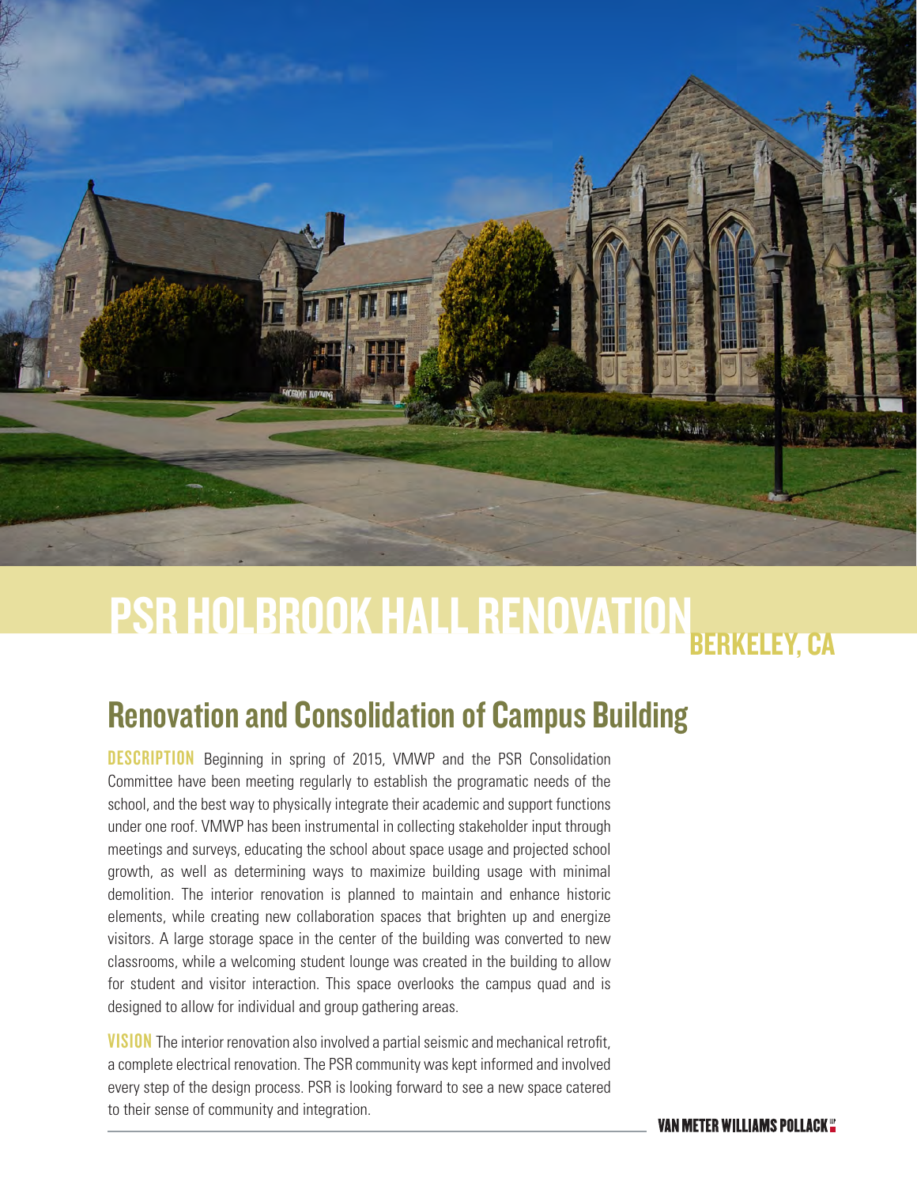# PSR HOLBROOK HALL RENOVATION BERKELEY, CA

## Renovation and Consolidation of Campus Building

**DESCRIPTION** Beginning in spring of 2015, VMWP and the PSR Consolidation Committee have been meeting regularly to establish the programatic needs of the school, and the best way to physically integrate their academic and support functions under one roof. VMWP has been instrumental in collecting stakeholder input through meetings and surveys, educating the school about space usage and projected school growth, as well as determining ways to maximize building usage with minimal demolition. The interior renovation is planned to maintain and enhance historic elements, while creating new collaboration spaces that brighten up and energize visitors. A large storage space in the center of the building was converted to new classrooms, while a welcoming student lounge was created in the building to allow for student and visitor interaction. This space overlooks the campus quad and is designed to allow for individual and group gathering areas.

**VISION** The interior renovation also involved a partial seismic and mechanical retrofit, a complete electrical renovation. The PSR community was kept informed and involved every step of the design process. PSR is looking forward to see a new space catered to their sense of community and integration.

VAN METER WILLIAMS POLLACK LLP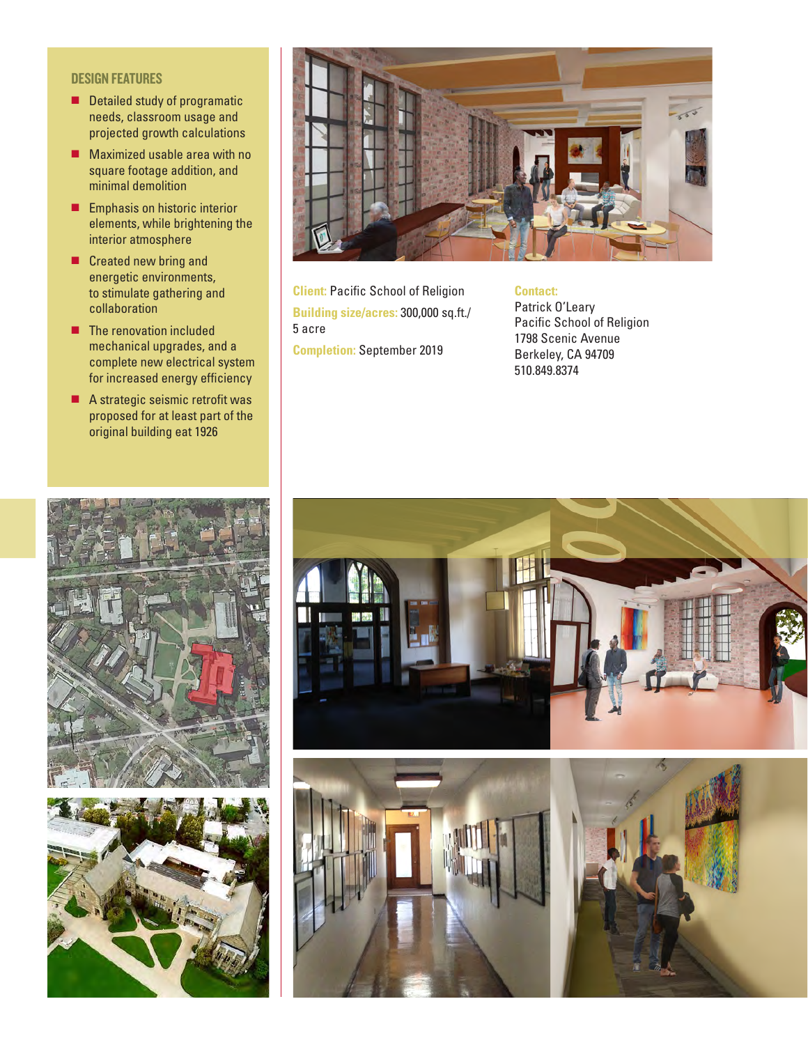## DESIGN FEATURES

- Detailed study of programatic needs, classroom usage and projected growth calculations
- Maximized usable area with no square footage addition, and minimal demolition
- Emphasis on historic interior elements, while brightening the interior atmosphere
- Created new bring and energetic environments, to stimulate gathering and collaboration
- The renovation included mechanical upgrades, and a complete new electrical system for increased energy efficiency
- A strategic seismic retrofit was proposed for at least part of the original building eat 1926

**Client:** Pacific School of Religion

**Building size/acres:** 300,000 sq.ft./ 5 acre

**Completion:** September 2019

**Contact:**
Patrick O'Leary
Pacific School of Religion
1798 Scenic Avenue
Berkeley, CA 94709
510.849.8374